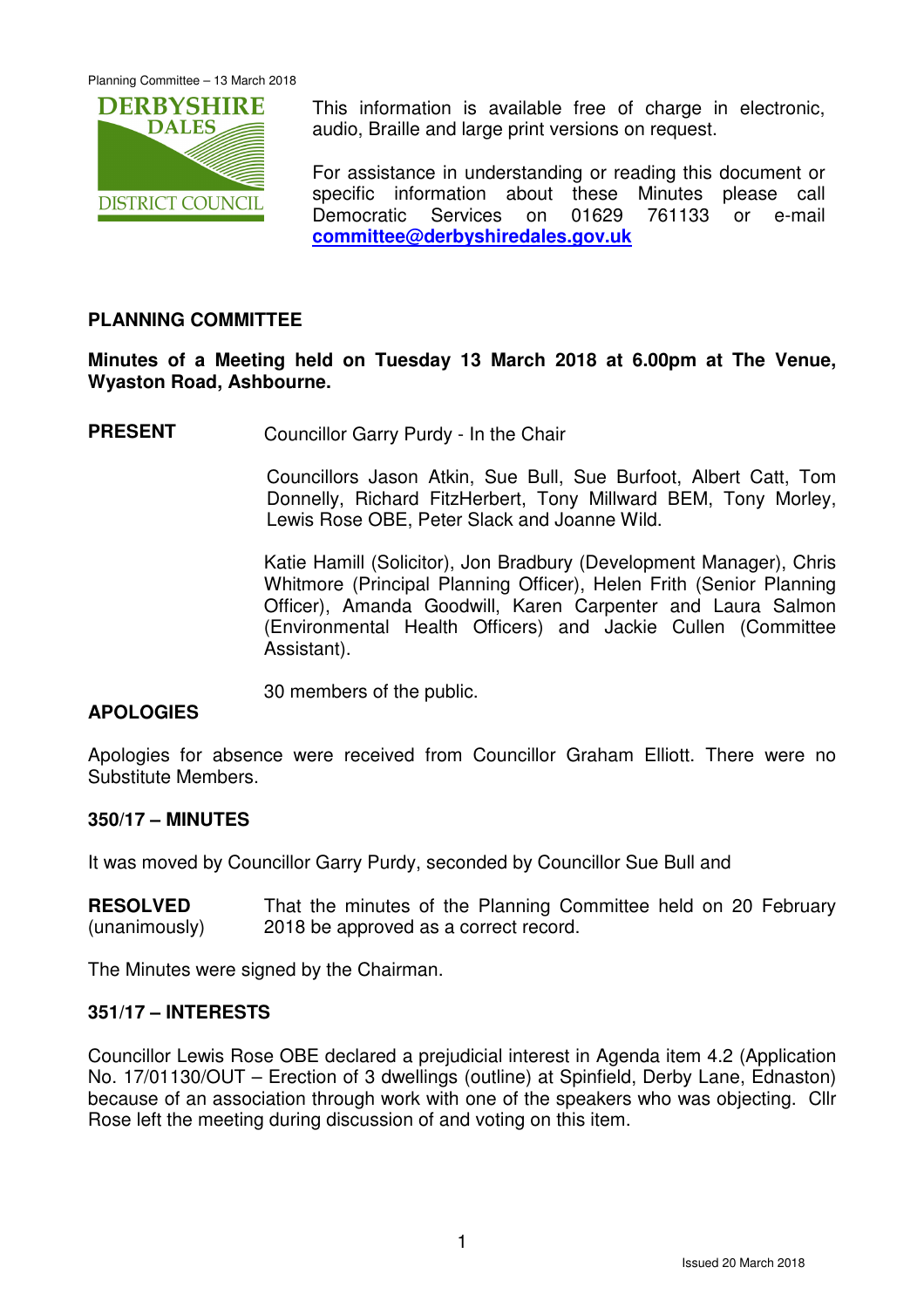This information is available free of charge in electronic, audio, Braille and large print versions on request.

For assistance in understanding or reading this document or specific information about these Minutes please call Democratic Services on 01629 761133 or e-mail **committee@derbyshiredales.gov.uk**

## PLANNING COMMITTEE

**Minutes of a Meeting held on Tuesday 13 March 2018 at 6.00pm at The Venue, Wyaston Road, Ashbourne.**

**PRESENT** Councillor Garry Purdy - In the Chair

Councillors Jason Atkin, Sue Bull, Sue Burfoot, Albert Catt, Tom Donnelly, Richard FitzHerbert, Tony Millward BEM, Tony Morley, Lewis Rose OBE, Peter Slack and Joanne Wild.

Katie Hamill (Solicitor), Jon Bradbury (Development Manager), Chris Whitmore (Principal Planning Officer), Helen Frith (Senior Planning Officer), Amanda Goodwill, Karen Carpenter and Laura Salmon (Environmental Health Officers) and Jackie Cullen (Committee Assistant).

30 members of the public.

**APOLOGIES**

Apologies for absence were received from Councillor Graham Elliott. There were no Substitute Members.

### 350/17 – MINUTES

It was moved by Councillor Garry Purdy, seconded by Councillor Sue Bull and

**RESOLVED** (unanimously) That the minutes of the Planning Committee held on 20 February 2018 be approved as a correct record.

The Minutes were signed by the Chairman.

### 351/17 – INTERESTS

Councillor Lewis Rose OBE declared a prejudicial interest in Agenda item 4.2 (Application No. 17/01130/OUT – Erection of 3 dwellings (outline) at Spinfield, Derby Lane, Ednaston) because of an association through work with one of the speakers who was objecting. Cllr Rose left the meeting during discussion of and voting on this item.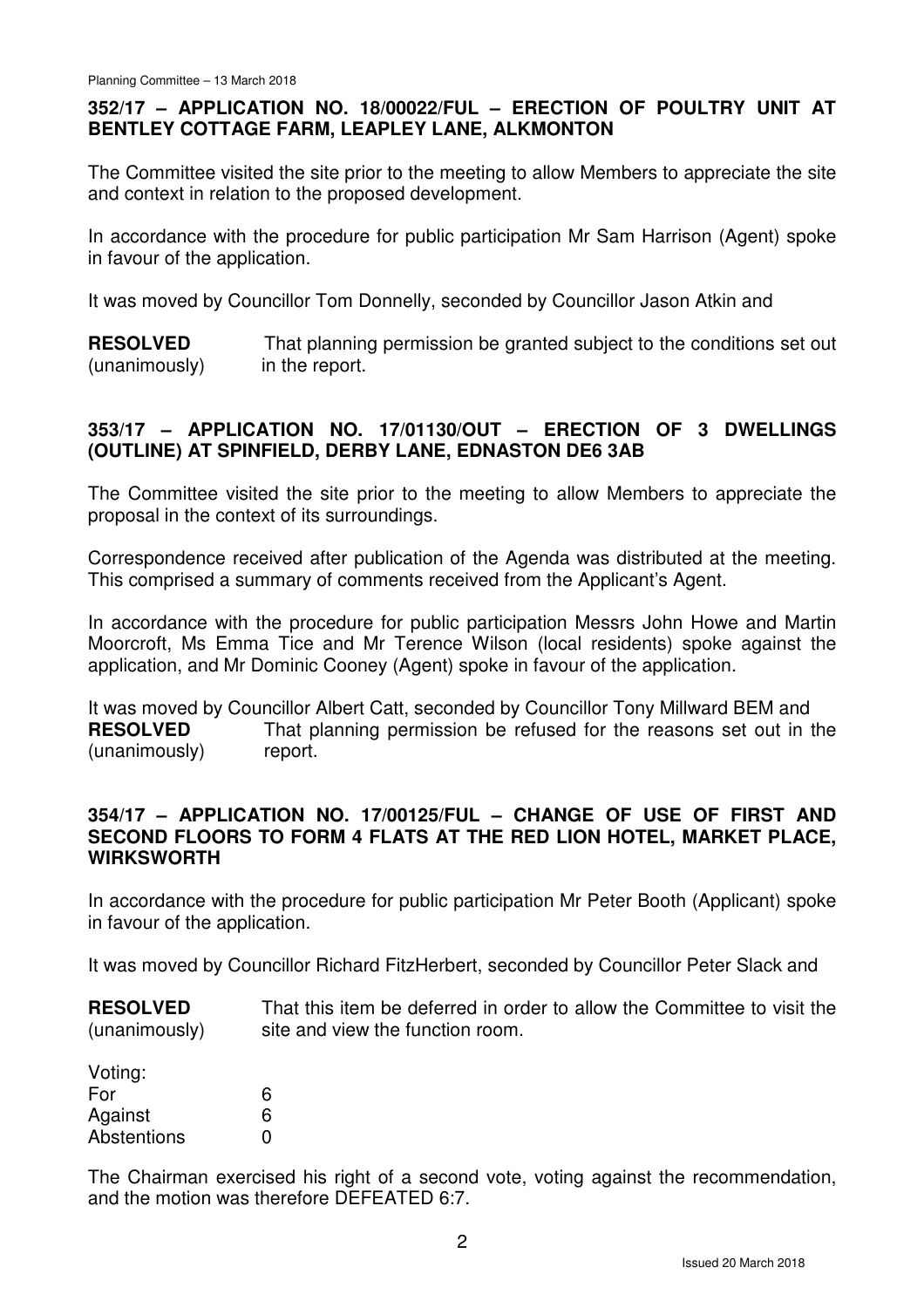### 352/17 – APPLICATION NO. 18/00022/FUL – ERECTION OF POULTRY UNIT AT BENTLEY COTTAGE FARM, LEAPLEY LANE, ALKMONTON

The Committee visited the site prior to the meeting to allow Members to appreciate the site and context in relation to the proposed development.

In accordance with the procedure for public participation Mr Sam Harrison (Agent) spoke in favour of the application.

It was moved by Councillor Tom Donnelly, seconded by Councillor Jason Atkin and

**RESOLVED** (unanimously) That planning permission be granted subject to the conditions set out in the report.

### 353/17 – APPLICATION NO. 17/01130/OUT – ERECTION OF 3 DWELLINGS (OUTLINE) AT SPINFIELD, DERBY LANE, EDNASTON DE6 3AB

The Committee visited the site prior to the meeting to allow Members to appreciate the proposal in the context of its surroundings.

Correspondence received after publication of the Agenda was distributed at the meeting. This comprised a summary of comments received from the Applicant's Agent.

In accordance with the procedure for public participation Messrs John Howe and Martin Moorcroft, Ms Emma Tice and Mr Terence Wilson (local residents) spoke against the application, and Mr Dominic Cooney (Agent) spoke in favour of the application.

It was moved by Councillor Albert Catt, seconded by Councillor Tony Millward BEM and

**RESOLVED** (unanimously) That planning permission be refused for the reasons set out in the report.

### 354/17 – APPLICATION NO. 17/00125/FUL – CHANGE OF USE OF FIRST AND SECOND FLOORS TO FORM 4 FLATS AT THE RED LION HOTEL, MARKET PLACE, WIRKSWORTH

In accordance with the procedure for public participation Mr Peter Booth (Applicant) spoke in favour of the application.

It was moved by Councillor Richard FitzHerbert, seconded by Councillor Peter Slack and

**RESOLVED** (unanimously) That this item be deferred in order to allow the Committee to visit the site and view the function room.

Voting:

| | |
|---|---|
| For | 6 |
| Against | 6 |
| Abstentions | 0 |

The Chairman exercised his right of a second vote, voting against the recommendation, and the motion was therefore DEFEATED 6:7.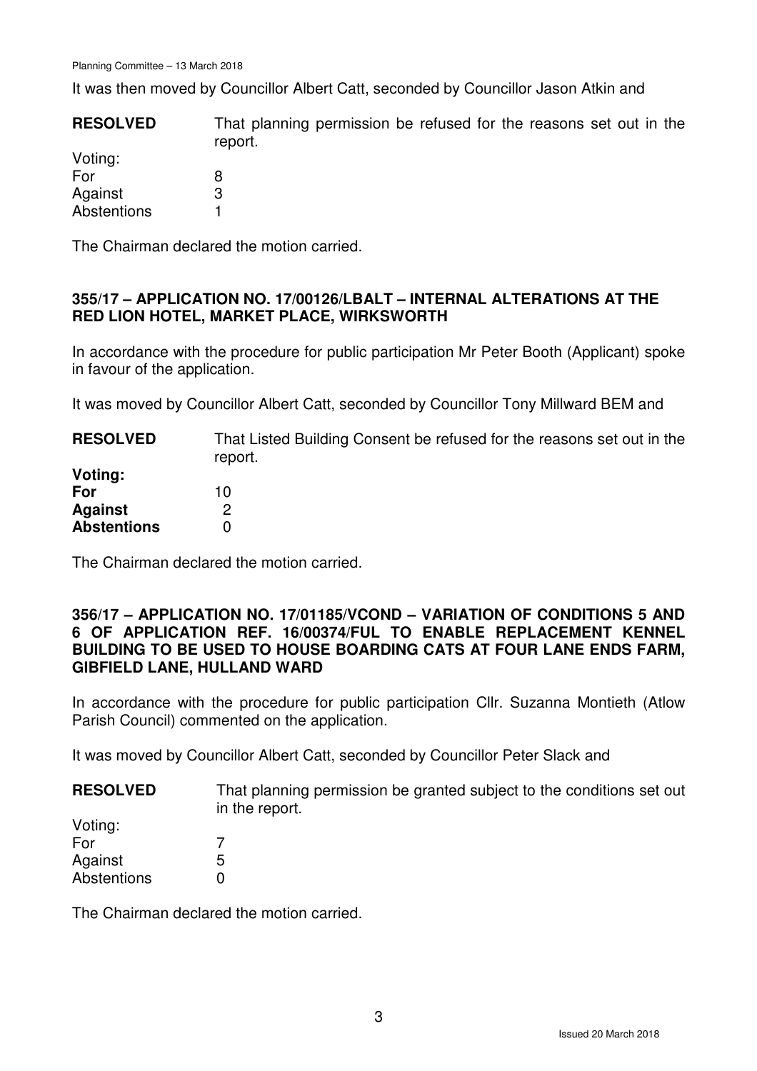It was then moved by Councillor Albert Catt, seconded by Councillor Jason Atkin and

| **RESOLVED** | That planning permission be refused for the reasons set out in the report. |
|---|---|
| Voting: | |
| For | 8 |
| Against | 3 |
| Abstentions | 1 |

The Chairman declared the motion carried.

### 355/17 – APPLICATION NO. 17/00126/LBALT – INTERNAL ALTERATIONS AT THE RED LION HOTEL, MARKET PLACE, WIRKSWORTH

In accordance with the procedure for public participation Mr Peter Booth (Applicant) spoke in favour of the application.

It was moved by Councillor Albert Catt, seconded by Councillor Tony Millward BEM and

| **RESOLVED** | That Listed Building Consent be refused for the reasons set out in the report. |
|---|---|
| **Voting:** | |
| **For** | 10 |
| **Against** | 2 |
| **Abstentions** | 0 |

The Chairman declared the motion carried.

### 356/17 – APPLICATION NO. 17/01185/VCOND – VARIATION OF CONDITIONS 5 AND 6 OF APPLICATION REF. 16/00374/FUL TO ENABLE REPLACEMENT KENNEL BUILDING TO BE USED TO HOUSE BOARDING CATS AT FOUR LANE ENDS FARM, GIBFIELD LANE, HULLAND WARD

In accordance with the procedure for public participation Cllr. Suzanna Montieth (Atlow Parish Council) commented on the application.

It was moved by Councillor Albert Catt, seconded by Councillor Peter Slack and

| **RESOLVED** | That planning permission be granted subject to the conditions set out in the report. |
|---|---|
| Voting: | |
| For | 7 |
| Against | 5 |
| Abstentions | 0 |

The Chairman declared the motion carried.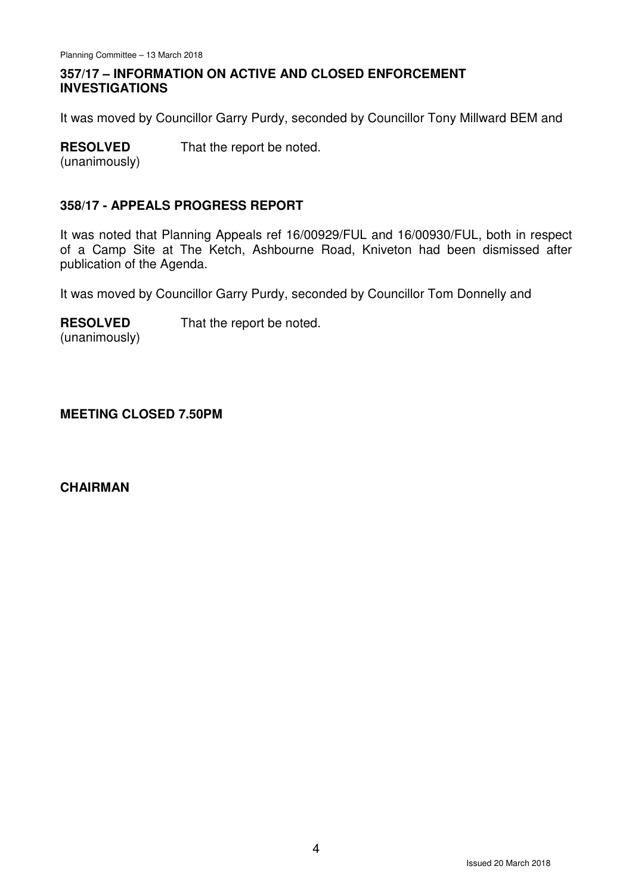## 357/17 – INFORMATION ON ACTIVE AND CLOSED ENFORCEMENT INVESTIGATIONS

It was moved by Councillor Garry Purdy, seconded by Councillor Tony Millward BEM and

**RESOLVED** (unanimously) That the report be noted.

## 358/17 - APPEALS PROGRESS REPORT

It was noted that Planning Appeals ref 16/00929/FUL and 16/00930/FUL, both in respect of a Camp Site at The Ketch, Ashbourne Road, Kniveton had been dismissed after publication of the Agenda.

It was moved by Councillor Garry Purdy, seconded by Councillor Tom Donnelly and

**RESOLVED** (unanimously) That the report be noted.

**MEETING CLOSED 7.50PM**

**CHAIRMAN**